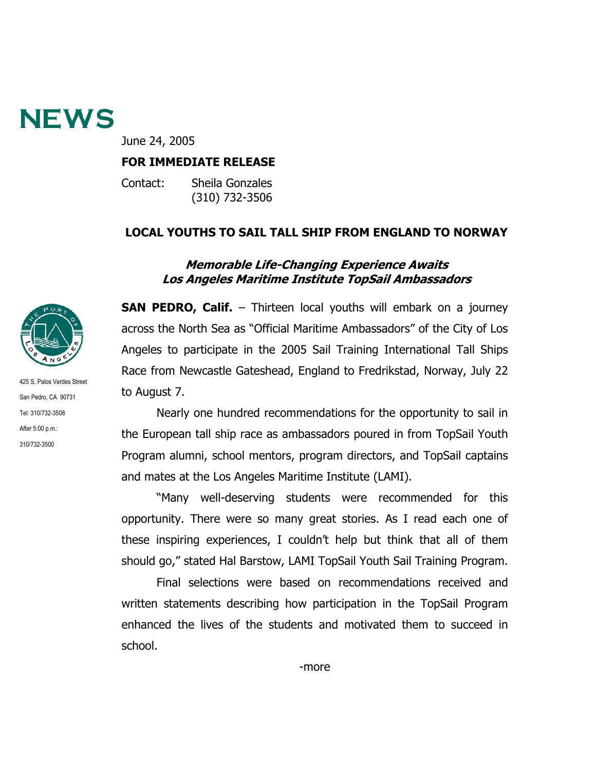# NEWS

June 24, 2005

**FOR IMMEDIATE RELEASE**

Contact: Sheila Gonzales
(310) 732-3506

425 S. Palos Verdes Street
San Pedro, CA 90731
Tel: 310/732-3508
After 5:00 p.m.:
310/732-3500

## LOCAL YOUTHS TO SAIL TALL SHIP FROM ENGLAND TO NORWAY

### *Memorable Life-Changing Experience Awaits Los Angeles Maritime Institute TopSail Ambassadors*

**SAN PEDRO, Calif.** – Thirteen local youths will embark on a journey across the North Sea as "Official Maritime Ambassadors" of the City of Los Angeles to participate in the 2005 Sail Training International Tall Ships Race from Newcastle Gateshead, England to Fredrikstad, Norway, July 22 to August 7.

Nearly one hundred recommendations for the opportunity to sail in the European tall ship race as ambassadors poured in from TopSail Youth Program alumni, school mentors, program directors, and TopSail captains and mates at the Los Angeles Maritime Institute (LAMI).

"Many well-deserving students were recommended for this opportunity. There were so many great stories. As I read each one of these inspiring experiences, I couldn't help but think that all of them should go," stated Hal Barstow, LAMI TopSail Youth Sail Training Program.

Final selections were based on recommendations received and written statements describing how participation in the TopSail Program enhanced the lives of the students and motivated them to succeed in school.

-more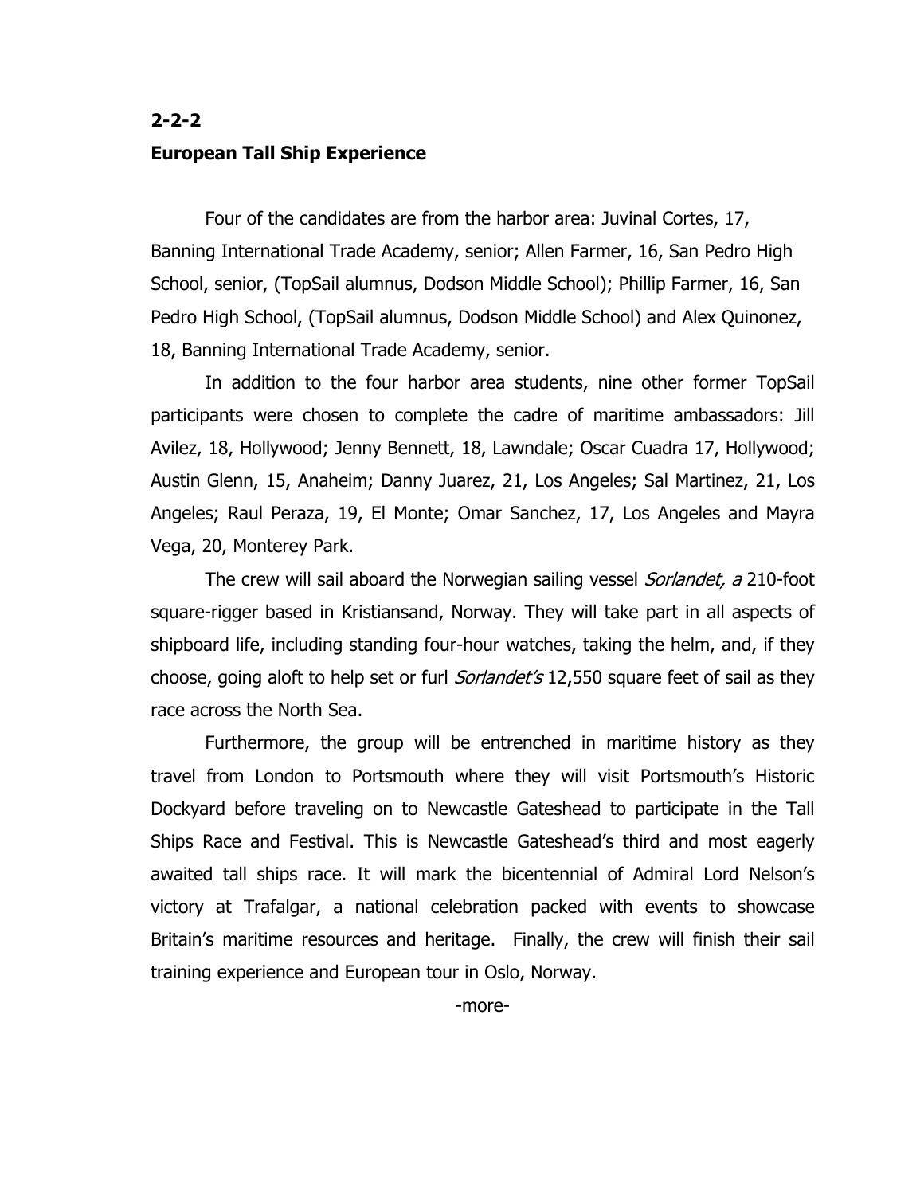**2-2-2**

**European Tall Ship Experience**

Four of the candidates are from the harbor area: Juvinal Cortes, 17, Banning International Trade Academy, senior; Allen Farmer, 16, San Pedro High School, senior, (TopSail alumnus, Dodson Middle School); Phillip Farmer, 16, San Pedro High School, (TopSail alumnus, Dodson Middle School) and Alex Quinonez, 18, Banning International Trade Academy, senior.

In addition to the four harbor area students, nine other former TopSail participants were chosen to complete the cadre of maritime ambassadors: Jill Avilez, 18, Hollywood; Jenny Bennett, 18, Lawndale; Oscar Cuadra 17, Hollywood; Austin Glenn, 15, Anaheim; Danny Juarez, 21, Los Angeles; Sal Martinez, 21, Los Angeles; Raul Peraza, 19, El Monte; Omar Sanchez, 17, Los Angeles and Mayra Vega, 20, Monterey Park.

The crew will sail aboard the Norwegian sailing vessel *Sorlandet, a* 210-foot square-rigger based in Kristiansand, Norway. They will take part in all aspects of shipboard life, including standing four-hour watches, taking the helm, and, if they choose, going aloft to help set or furl *Sorlandet's* 12,550 square feet of sail as they race across the North Sea.

Furthermore, the group will be entrenched in maritime history as they travel from London to Portsmouth where they will visit Portsmouth's Historic Dockyard before traveling on to Newcastle Gateshead to participate in the Tall Ships Race and Festival. This is Newcastle Gateshead's third and most eagerly awaited tall ships race. It will mark the bicentennial of Admiral Lord Nelson's victory at Trafalgar, a national celebration packed with events to showcase Britain's maritime resources and heritage. Finally, the crew will finish their sail training experience and European tour in Oslo, Norway.

-more-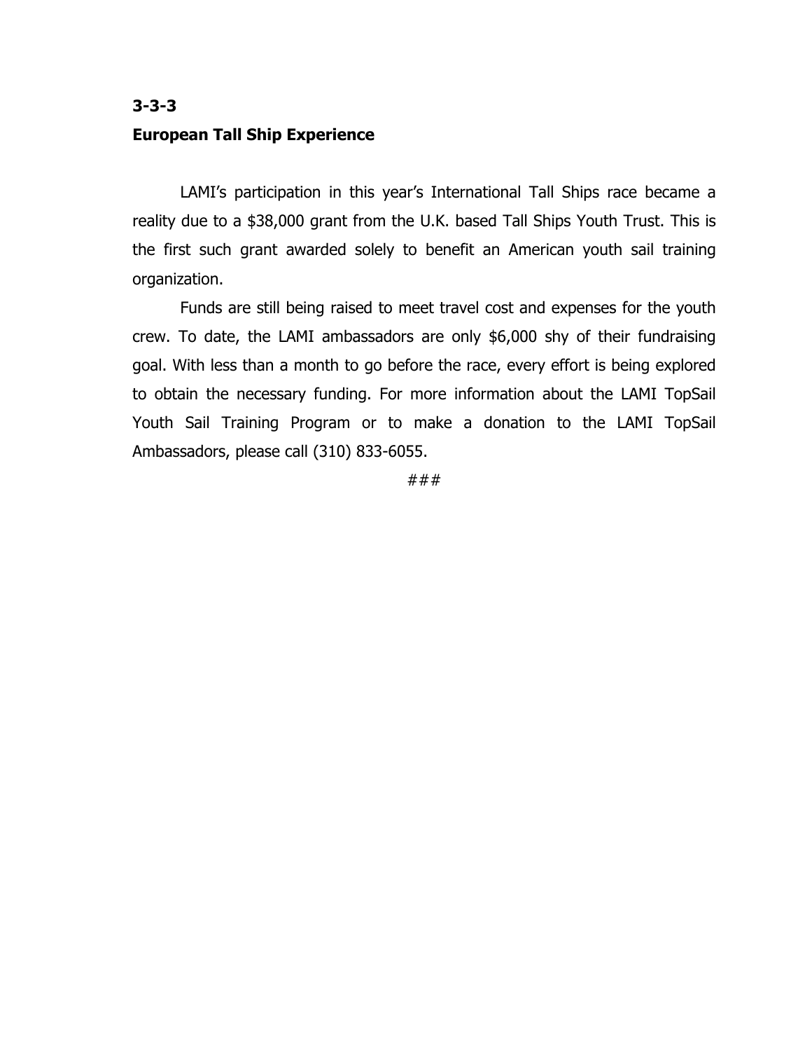**3-3-3**

**European Tall Ship Experience**

LAMI's participation in this year's International Tall Ships race became a reality due to a $38,000 grant from the U.K. based Tall Ships Youth Trust. This is the first such grant awarded solely to benefit an American youth sail training organization.

Funds are still being raised to meet travel cost and expenses for the youth crew. To date, the LAMI ambassadors are only $6,000 shy of their fundraising goal. With less than a month to go before the race, every effort is being explored to obtain the necessary funding. For more information about the LAMI TopSail Youth Sail Training Program or to make a donation to the LAMI TopSail Ambassadors, please call (310) 833-6055.

###